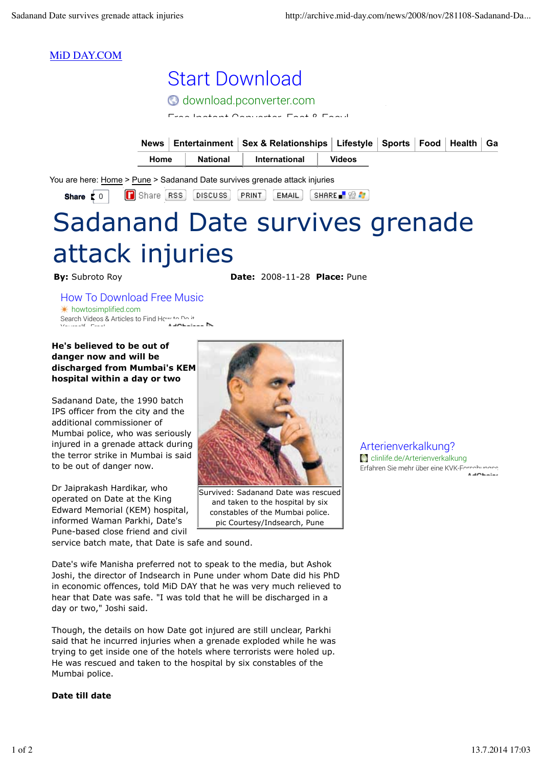MiD DAY.COM

You are here: Home > Pune > Sadanand Date survives grenade attack injuries

# Sadanand Date survives grenade attack injuries

**By:** Subroto Roy **Date:** 2008-11-28 **Place:** Pune

**He's believed to be out of danger now and will be discharged from Mumbai's KEM hospital within a day or two**

Survived: Sadanand Date was rescued and taken to the hospital by six constables of the Mumbai police. pic Courtesy/Indsearch, Pune

Sadanand Date, the 1990 batch IPS officer from the city and the additional commissioner of Mumbai police, who was seriously injured in a grenade attack during the terror strike in Mumbai is said to be out of danger now.

Dr Jaiprakash Hardikar, who operated on Date at the King Edward Memorial (KEM) hospital, informed Waman Parkhi, Date's Pune-based close friend and civil service batch mate, that Date is safe and sound.

Date's wife Manisha preferred not to speak to the media, but Ashok Joshi, the director of Indsearch in Pune under whom Date did his PhD in economic offences, told MiD DAY that he was very much relieved to hear that Date was safe. "I was told that he will be discharged in a day or two," Joshi said.

Though, the details on how Date got injured are still unclear, Parkhi said that he incurred injuries when a grenade exploded while he was trying to get inside one of the hotels where terrorists were holed up. He was rescued and taken to the hospital by six constables of the Mumbai police.

**Date till date**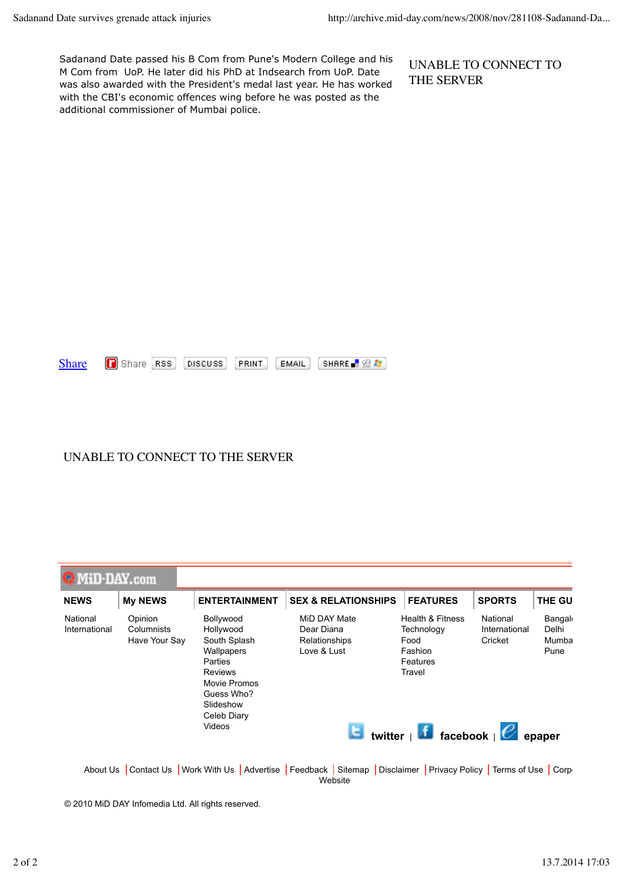Sadanand Date passed his B Com from Pune's Modern College and his M Com from UoP. He later did his PhD at Indsearch from UoP. Date was also awarded with the President's medal last year. He has worked with the CBI's economic offences wing before he was posted as the additional commissioner of Mumbai police.

UNABLE TO CONNECT TO THE SERVER

Share | Share | RSS | DISCUSS | PRINT | EMAIL | SHARE

UNABLE TO CONNECT TO THE SERVER

MiD-DAY.com

| NEWS | My NEWS | ENTERTAINMENT | SEX & RELATIONSHIPS | FEATURES | SPORTS | THE GU |
|---|---|---|---|---|---|---|
| National | Opinion | Bollywood | MiD DAY Mate | Health & Fitness | National | Bangal |
| International | Columnists | Hollywood | Dear Diana | Technology | International | Delhi |
| | Have Your Say | South Splash | Relationships | Food | Cricket | Mumba |
| | | Wallpapers | Love & Lust | Fashion | | Pune |
| | | Parties | | Features | | |
| | | Reviews | | Travel | | |
| | | Movie Promos | | | | |
| | | Guess Who? | | | | |
| | | Slideshow | | | | |
| | | Celeb Diary | | | | |
| | | Videos | | | | |

twitter | facebook | epaper

About Us | Contact Us | Work With Us | Advertise | Feedback | Sitemap | Disclaimer | Privacy Policy | Terms of Use | Corp Website

© 2010 MiD DAY Infomedia Ltd. All rights reserved.